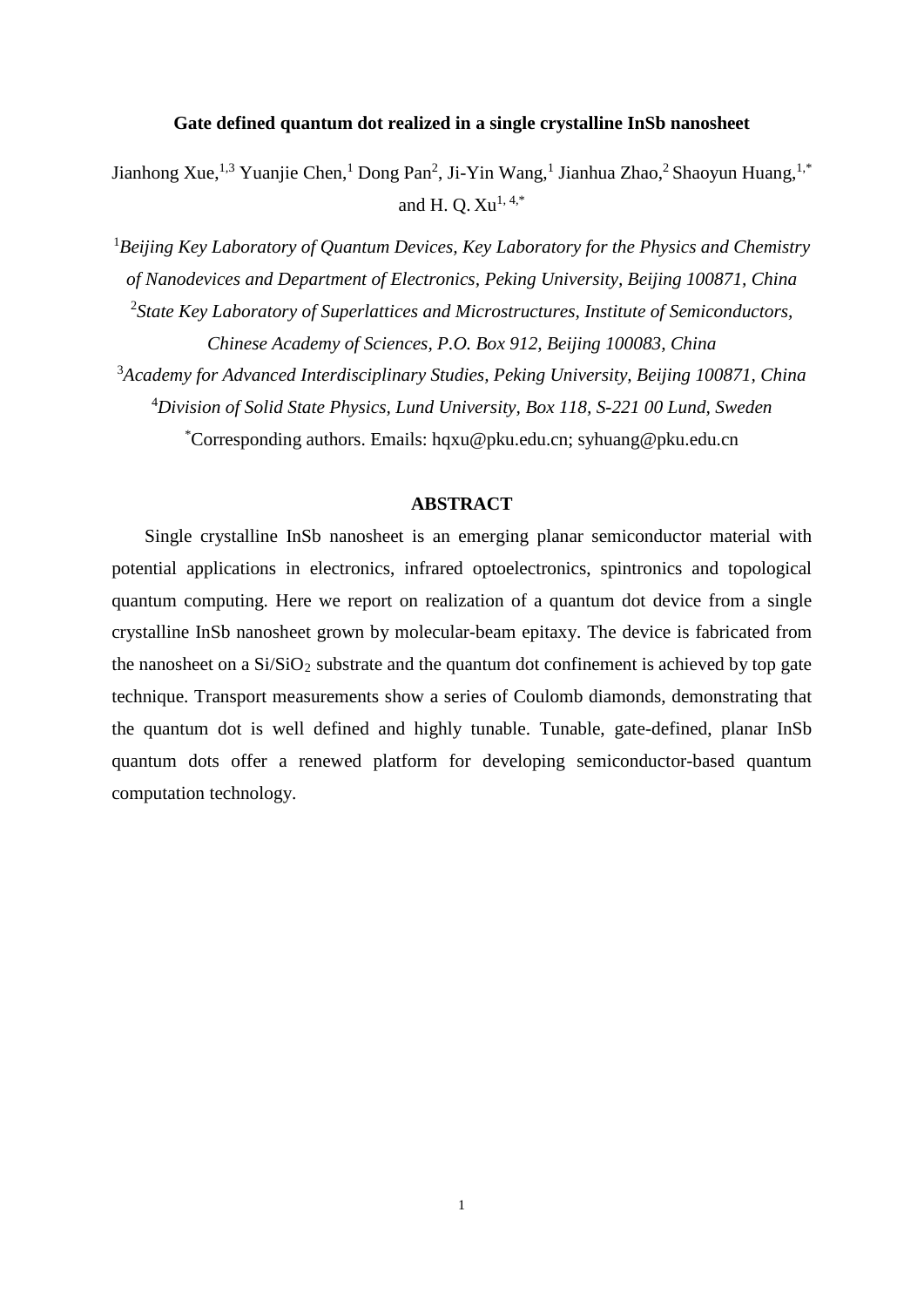# Gate defined quantum dot realized in a single crystalline InSb nanosheet

Jianhong Xue,[1,3] Yuanjie Chen,[1] Dong Pan[2], Ji-Yin Wang,[1] Jianhua Zhao,[2] Shaoyun Huang,[1,*] and H. Q. Xu[1, 4,*]

[1]*Beijing Key Laboratory of Quantum Devices, Key Laboratory for the Physics and Chemistry of Nanodevices and Department of Electronics, Peking University, Beijing 100871, China*

[2]*State Key Laboratory of Superlattices and Microstructures, Institute of Semiconductors, Chinese Academy of Sciences, P.O. Box 912, Beijing 100083, China*

[3]*Academy for Advanced Interdisciplinary Studies, Peking University, Beijing 100871, China*

[4]*Division of Solid State Physics, Lund University, Box 118, S-221 00 Lund, Sweden*

[*]Corresponding authors. Emails: hqxu@pku.edu.cn; syhuang@pku.edu.cn

## ABSTRACT

Single crystalline InSb nanosheet is an emerging planar semiconductor material with potential applications in electronics, infrared optoelectronics, spintronics and topological quantum computing. Here we report on realization of a quantum dot device from a single crystalline InSb nanosheet grown by molecular-beam epitaxy. The device is fabricated from the nanosheet on a $Si/SiO_2$ substrate and the quantum dot confinement is achieved by top gate technique. Transport measurements show a series of Coulomb diamonds, demonstrating that the quantum dot is well defined and highly tunable. Tunable, gate-defined, planar InSb quantum dots offer a renewed platform for developing semiconductor-based quantum computation technology.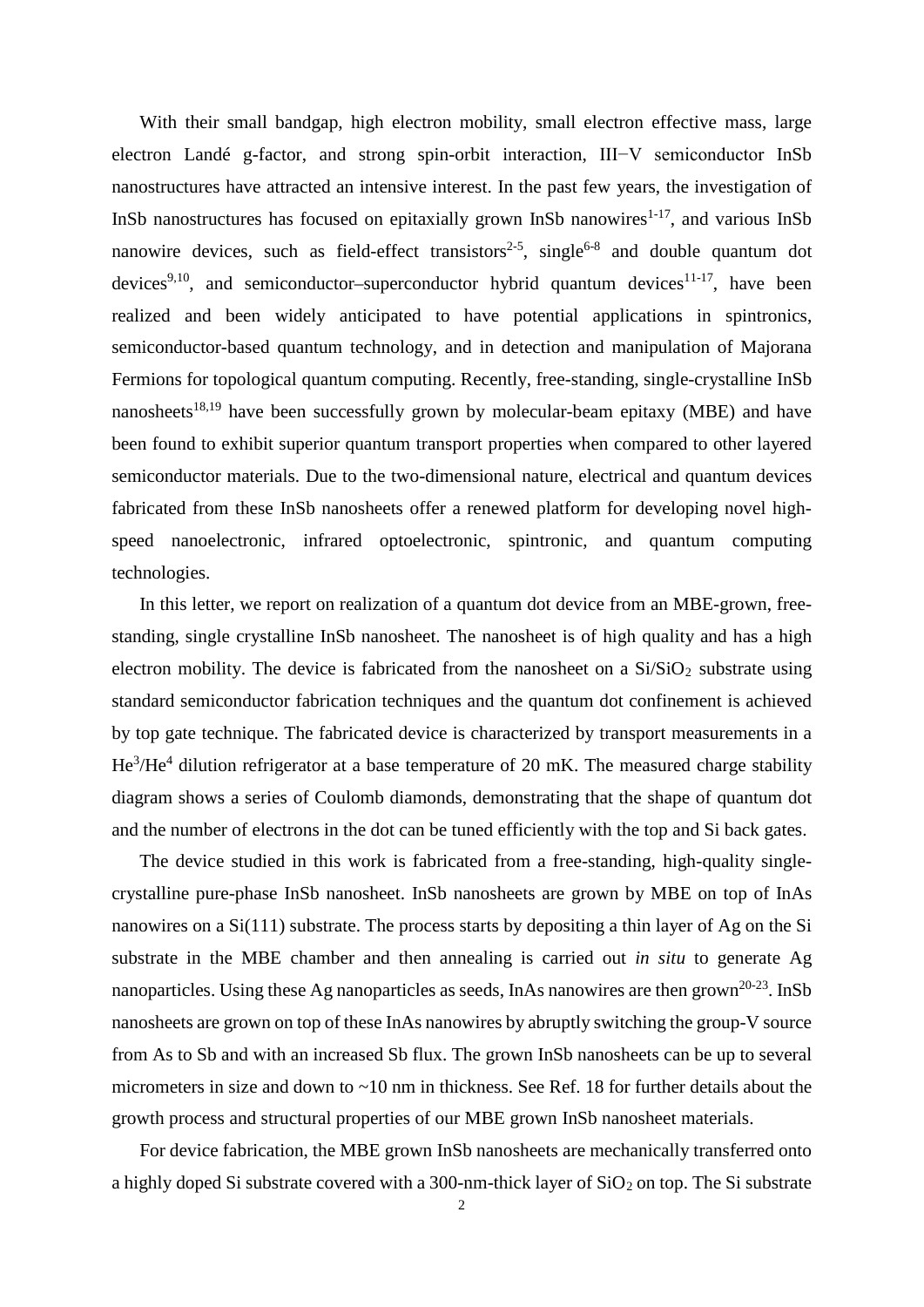With their small bandgap, high electron mobility, small electron effective mass, large electron Landé g-factor, and strong spin-orbit interaction, III−V semiconductor InSb nanostructures have attracted an intensive interest. In the past few years, the investigation of InSb nanostructures has focused on epitaxially grown InSb nanowires[1-17], and various InSb nanowire devices, such as field-effect transistors[2-5], single[6-8] and double quantum dot devices[9,10], and semiconductor–superconductor hybrid quantum devices[11-17], have been realized and been widely anticipated to have potential applications in spintronics, semiconductor-based quantum technology, and in detection and manipulation of Majorana Fermions for topological quantum computing. Recently, free-standing, single-crystalline InSb nanosheets[18,19] have been successfully grown by molecular-beam epitaxy (MBE) and have been found to exhibit superior quantum transport properties when compared to other layered semiconductor materials. Due to the two-dimensional nature, electrical and quantum devices fabricated from these InSb nanosheets offer a renewed platform for developing novel high-speed nanoelectronic, infrared optoelectronic, spintronic, and quantum computing technologies.

In this letter, we report on realization of a quantum dot device from an MBE-grown, free-standing, single crystalline InSb nanosheet. The nanosheet is of high quality and has a high electron mobility. The device is fabricated from the nanosheet on a $Si/SiO_2$ substrate using standard semiconductor fabrication techniques and the quantum dot confinement is achieved by top gate technique. The fabricated device is characterized by transport measurements in a $He^3/He^4$ dilution refrigerator at a base temperature of 20 mK. The measured charge stability diagram shows a series of Coulomb diamonds, demonstrating that the shape of quantum dot and the number of electrons in the dot can be tuned efficiently with the top and Si back gates.

The device studied in this work is fabricated from a free-standing, high-quality single-crystalline pure-phase InSb nanosheet. InSb nanosheets are grown by MBE on top of InAs nanowires on a Si(111) substrate. The process starts by depositing a thin layer of Ag on the Si substrate in the MBE chamber and then annealing is carried out *in situ* to generate Ag nanoparticles. Using these Ag nanoparticles as seeds, InAs nanowires are then grown[20-23]. InSb nanosheets are grown on top of these InAs nanowires by abruptly switching the group-V source from As to Sb and with an increased Sb flux. The grown InSb nanosheets can be up to several micrometers in size and down to ~10 nm in thickness. See Ref. 18 for further details about the growth process and structural properties of our MBE grown InSb nanosheet materials.

For device fabrication, the MBE grown InSb nanosheets are mechanically transferred onto a highly doped Si substrate covered with a 300-nm-thick layer of $SiO_2$ on top. The Si substrate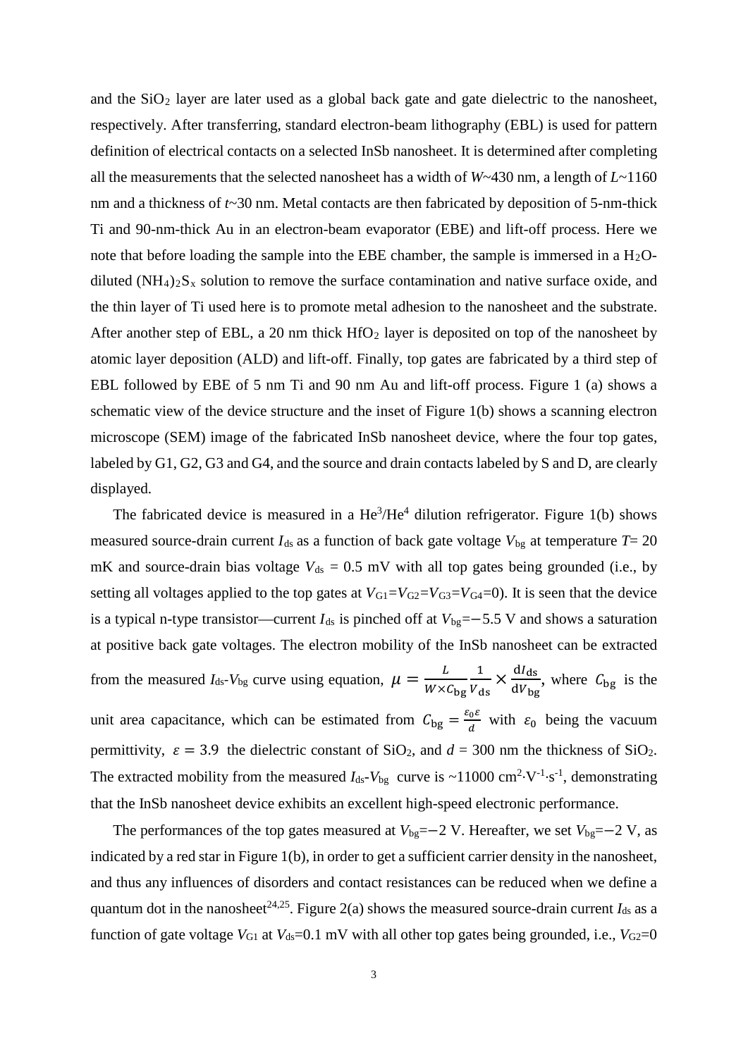and the $SiO_2$ layer are later used as a global back gate and gate dielectric to the nanosheet, respectively. After transferring, standard electron-beam lithography (EBL) is used for pattern definition of electrical contacts on a selected InSb nanosheet. It is determined after completing all the measurements that the selected nanosheet has a width of $W$~430 nm, a length of $L$~1160 nm and a thickness of $t$~30 nm. Metal contacts are then fabricated by deposition of 5-nm-thick Ti and 90-nm-thick Au in an electron-beam evaporator (EBE) and lift-off process. Here we note that before loading the sample into the EBE chamber, the sample is immersed in a $H_2O$-diluted $(NH_4)_2S_x$ solution to remove the surface contamination and native surface oxide, and the thin layer of Ti used here is to promote metal adhesion to the nanosheet and the substrate. After another step of EBL, a 20 nm thick $HfO_2$ layer is deposited on top of the nanosheet by atomic layer deposition (ALD) and lift-off. Finally, top gates are fabricated by a third step of EBL followed by EBE of 5 nm Ti and 90 nm Au and lift-off process. Figure 1 (a) shows a schematic view of the device structure and the inset of Figure 1(b) shows a scanning electron microscope (SEM) image of the fabricated InSb nanosheet device, where the four top gates, labeled by G1, G2, G3 and G4, and the source and drain contacts labeled by S and D, are clearly displayed.

The fabricated device is measured in a $He^3/He^4$ dilution refrigerator. Figure 1(b) shows measured source-drain current $I_{ds}$ as a function of back gate voltage $V_{bg}$ at temperature $T$= 20 mK and source-drain bias voltage $V_{ds}$ = 0.5 mV with all top gates being grounded (i.e., by setting all voltages applied to the top gates at $V_{G1}=V_{G2}=V_{G3}=V_{G4}=0$). It is seen that the device is a typical n-type transistor—current $I_{ds}$ is pinched off at $V_{bg}=-5.5$ V and shows a saturation at positive back gate voltages. The electron mobility of the InSb nanosheet can be extracted from the measured $I_{ds}$-$V_{bg}$ curve using equation, $\mu = \frac{L}{W \times C_{bg}} \frac{1}{V_{ds}} \times \frac{dI_{ds}}{dV_{bg}}$, where $C_{bg}$ is the unit area capacitance, which can be estimated from $C_{bg} = \frac{\varepsilon_0 \varepsilon}{d}$ with $\varepsilon_0$ being the vacuum permittivity, $\varepsilon = 3.9$ the dielectric constant of $SiO_2$, and $d$ = 300 nm the thickness of $SiO_2$. The extracted mobility from the measured $I_{ds}$-$V_{bg}$ curve is ~11000 $cm^2 \cdot V^{-1} \cdot s^{-1}$, demonstrating that the InSb nanosheet device exhibits an excellent high-speed electronic performance.

The performances of the top gates measured at $V_{bg}=-2$ V. Hereafter, we set $V_{bg}=-2$ V, as indicated by a red star in Figure 1(b), in order to get a sufficient carrier density in the nanosheet, and thus any influences of disorders and contact resistances can be reduced when we define a quantum dot in the nanosheet[24,25]. Figure 2(a) shows the measured source-drain current $I_{ds}$ as a function of gate voltage $V_{G1}$ at $V_{ds}$=0.1 mV with all other top gates being grounded, i.e., $V_{G2}$=0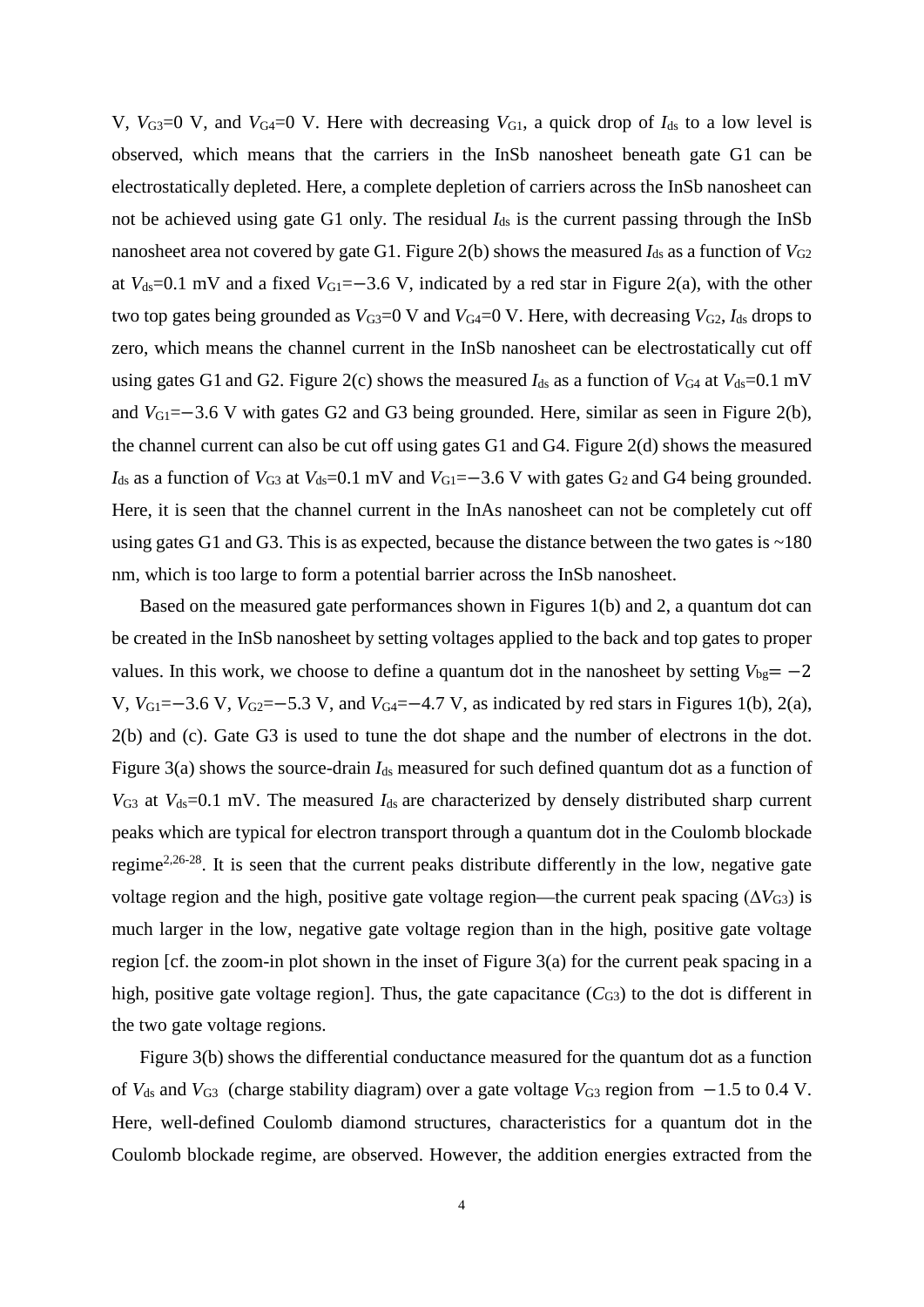V, $V_{G3}$=0 V, and $V_{G4}$=0 V. Here with decreasing $V_{G1}$, a quick drop of $I_{ds}$ to a low level is observed, which means that the carriers in the InSb nanosheet beneath gate G1 can be electrostatically depleted. Here, a complete depletion of carriers across the InSb nanosheet can not be achieved using gate G1 only. The residual $I_{ds}$ is the current passing through the InSb nanosheet area not covered by gate G1. Figure 2(b) shows the measured $I_{ds}$ as a function of $V_{G2}$ at $V_{ds}$=0.1 mV and a fixed $V_{G1}$=−3.6 V, indicated by a red star in Figure 2(a), with the other two top gates being grounded as $V_{G3}$=0 V and $V_{G4}$=0 V. Here, with decreasing $V_{G2}$, $I_{ds}$ drops to zero, which means the channel current in the InSb nanosheet can be electrostatically cut off using gates G1 and G2. Figure 2(c) shows the measured $I_{ds}$ as a function of $V_{G4}$ at $V_{ds}$=0.1 mV and $V_{G1}$=−3.6 V with gates G2 and G3 being grounded. Here, similar as seen in Figure 2(b), the channel current can also be cut off using gates G1 and G4. Figure 2(d) shows the measured $I_{ds}$ as a function of $V_{G3}$ at $V_{ds}$=0.1 mV and $V_{G1}$=−3.6 V with gates $G_2$ and G4 being grounded. Here, it is seen that the channel current in the InAs nanosheet can not be completely cut off using gates G1 and G3. This is as expected, because the distance between the two gates is ~180 nm, which is too large to form a potential barrier across the InSb nanosheet.

Based on the measured gate performances shown in Figures 1(b) and 2, a quantum dot can be created in the InSb nanosheet by setting voltages applied to the back and top gates to proper values. In this work, we choose to define a quantum dot in the nanosheet by setting $V_{bg}= -2$ V, $V_{G1}$=−3.6 V, $V_{G2}$=−5.3 V, and $V_{G4}$=−4.7 V, as indicated by red stars in Figures 1(b), 2(a), 2(b) and (c). Gate G3 is used to tune the dot shape and the number of electrons in the dot. Figure 3(a) shows the source-drain $I_{ds}$ measured for such defined quantum dot as a function of $V_{G3}$ at $V_{ds}$=0.1 mV. The measured $I_{ds}$ are characterized by densely distributed sharp current peaks which are typical for electron transport through a quantum dot in the Coulomb blockade regime[2,26-28]. It is seen that the current peaks distribute differently in the low, negative gate voltage region and the high, positive gate voltage region—the current peak spacing ($\Delta V_{G3}$) is much larger in the low, negative gate voltage region than in the high, positive gate voltage region [cf. the zoom-in plot shown in the inset of Figure 3(a) for the current peak spacing in a high, positive gate voltage region]. Thus, the gate capacitance ($C_{G3}$) to the dot is different in the two gate voltage regions.

Figure 3(b) shows the differential conductance measured for the quantum dot as a function of $V_{ds}$ and $V_{G3}$ (charge stability diagram) over a gate voltage $V_{G3}$ region from −1.5 to 0.4 V. Here, well-defined Coulomb diamond structures, characteristics for a quantum dot in the Coulomb blockade regime, are observed. However, the addition energies extracted from the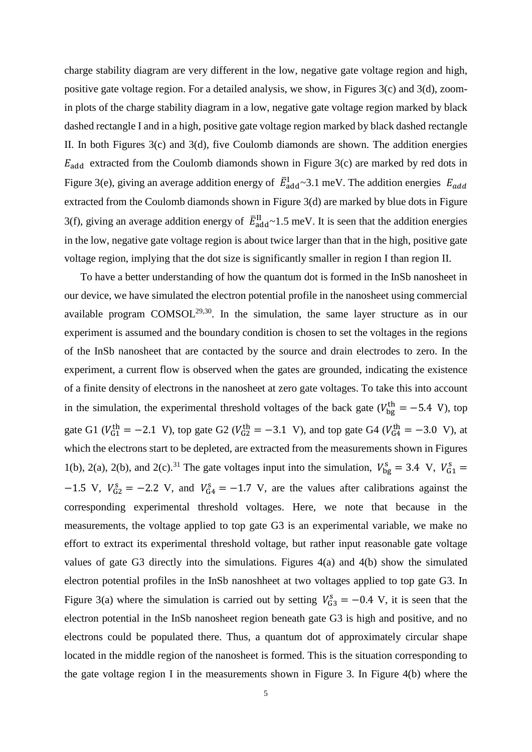charge stability diagram are very different in the low, negative gate voltage region and high, positive gate voltage region. For a detailed analysis, we show, in Figures 3(c) and 3(d), zoom-in plots of the charge stability diagram in a low, negative gate voltage region marked by black dashed rectangle I and in a high, positive gate voltage region marked by black dashed rectangle II. In both Figures 3(c) and 3(d), five Coulomb diamonds are shown. The addition energies $E_{\mathrm{add}}$ extracted from the Coulomb diamonds shown in Figure 3(c) are marked by red dots in Figure 3(e), giving an average addition energy of $\bar{E}_{\mathrm{add}}^{\mathrm{I}}$~3.1 meV. The addition energies $E_{add}$ extracted from the Coulomb diamonds shown in Figure 3(d) are marked by blue dots in Figure 3(f), giving an average addition energy of $\bar{E}_{\mathrm{add}}^{\mathrm{II}}$~1.5 meV. It is seen that the addition energies in the low, negative gate voltage region is about twice larger than that in the high, positive gate voltage region, implying that the dot size is significantly smaller in region I than region II.

To have a better understanding of how the quantum dot is formed in the InSb nanosheet in our device, we have simulated the electron potential profile in the nanosheet using commercial available program COMSOL[29,30]. In the simulation, the same layer structure as in our experiment is assumed and the boundary condition is chosen to set the voltages in the regions of the InSb nanosheet that are contacted by the source and drain electrodes to zero. In the experiment, a current flow is observed when the gates are grounded, indicating the existence of a finite density of electrons in the nanosheet at zero gate voltages. To take this into account in the simulation, the experimental threshold voltages of the back gate ($V_{\mathrm{bg}}^{\mathrm{th}} = -5.4$ V), top gate G1 ($V_{\mathrm{G1}}^{\mathrm{th}} = -2.1$ V), top gate G2 ($V_{\mathrm{G2}}^{\mathrm{th}} = -3.1$ V), and top gate G4 ($V_{\mathrm{G4}}^{\mathrm{th}} = -3.0$ V), at which the electrons start to be depleted, are extracted from the measurements shown in Figures 1(b), 2(a), 2(b), and 2(c).[31] The gate voltages input into the simulation, $V_{\mathrm{bg}}^{\mathrm{s}} = 3.4$ V, $V_{\mathrm{G1}}^{\mathrm{s}} = -1.5$ V, $V_{\mathrm{G2}}^{\mathrm{s}} = -2.2$ V, and $V_{\mathrm{G4}}^{\mathrm{s}} = -1.7$ V, are the values after calibrations against the corresponding experimental threshold voltages. Here, we note that because in the measurements, the voltage applied to top gate G3 is an experimental variable, we make no effort to extract its experimental threshold voltage, but rather input reasonable gate voltage values of gate G3 directly into the simulations. Figures 4(a) and 4(b) show the simulated electron potential profiles in the InSb nanoshheet at two voltages applied to top gate G3. In Figure 3(a) where the simulation is carried out by setting $V_{\mathrm{G3}}^{\mathrm{s}} = -0.4$ V, it is seen that the electron potential in the InSb nanosheet region beneath gate G3 is high and positive, and no electrons could be populated there. Thus, a quantum dot of approximately circular shape located in the middle region of the nanosheet is formed. This is the situation corresponding to the gate voltage region I in the measurements shown in Figure 3. In Figure 4(b) where the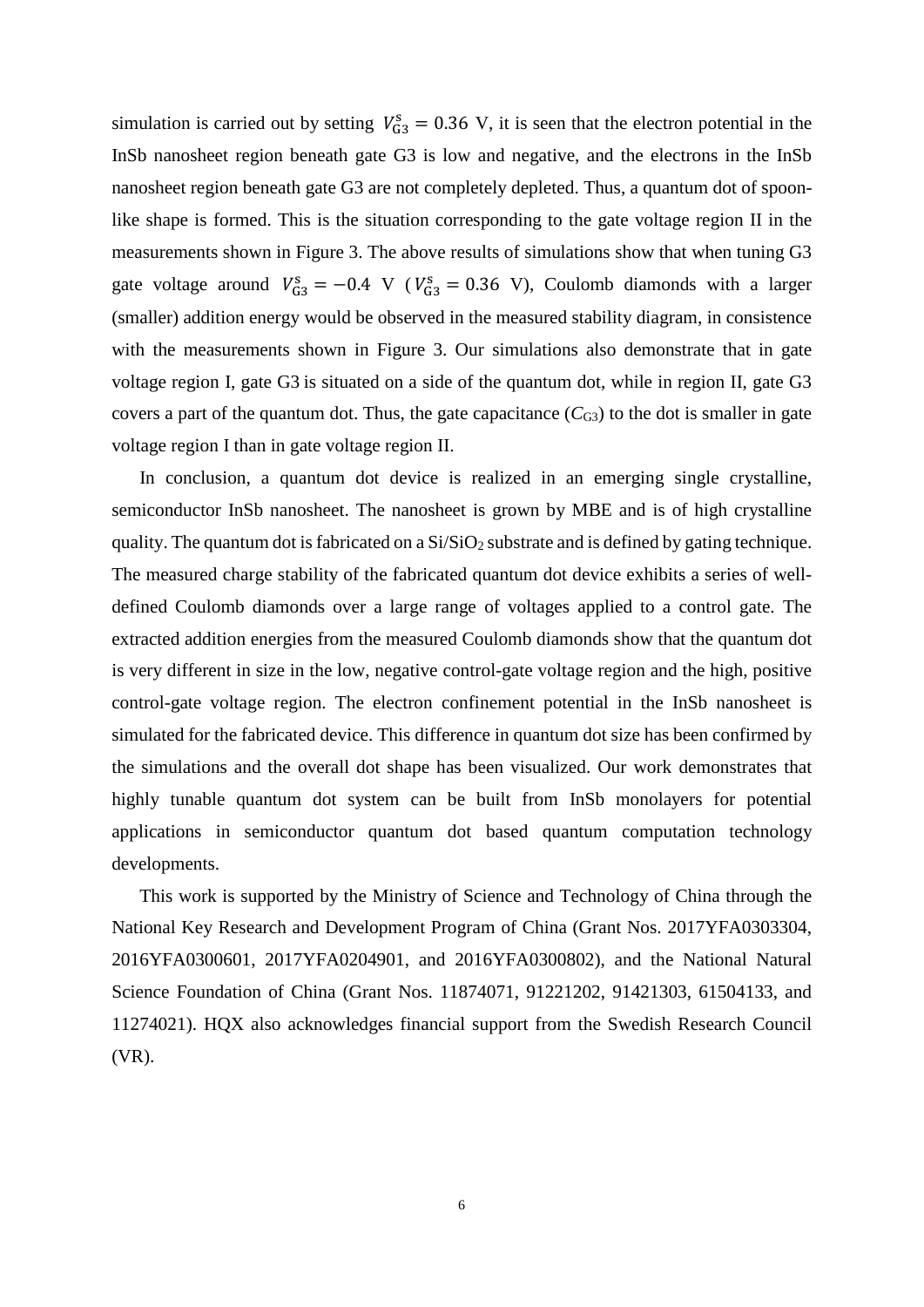simulation is carried out by setting $V_{\mathrm{G3}}^{\mathrm{s}} = 0.36$ V, it is seen that the electron potential in the InSb nanosheet region beneath gate G3 is low and negative, and the electrons in the InSb nanosheet region beneath gate G3 are not completely depleted. Thus, a quantum dot of spoon-like shape is formed. This is the situation corresponding to the gate voltage region II in the measurements shown in Figure 3. The above results of simulations show that when tuning G3 gate voltage around $V_{\mathrm{G3}}^{s} = -0.4$ V ($V_{\mathrm{G3}}^{s} = 0.36$ V), Coulomb diamonds with a larger (smaller) addition energy would be observed in the measured stability diagram, in consistence with the measurements shown in Figure 3. Our simulations also demonstrate that in gate voltage region I, gate G3 is situated on a side of the quantum dot, while in region II, gate G3 covers a part of the quantum dot. Thus, the gate capacitance ($C_{\mathrm{G3}}$) to the dot is smaller in gate voltage region I than in gate voltage region II.

In conclusion, a quantum dot device is realized in an emerging single crystalline, semiconductor InSb nanosheet. The nanosheet is grown by MBE and is of high crystalline quality. The quantum dot is fabricated on a $Si/SiO_2$ substrate and is defined by gating technique. The measured charge stability of the fabricated quantum dot device exhibits a series of well-defined Coulomb diamonds over a large range of voltages applied to a control gate. The extracted addition energies from the measured Coulomb diamonds show that the quantum dot is very different in size in the low, negative control-gate voltage region and the high, positive control-gate voltage region. The electron confinement potential in the InSb nanosheet is simulated for the fabricated device. This difference in quantum dot size has been confirmed by the simulations and the overall dot shape has been visualized. Our work demonstrates that highly tunable quantum dot system can be built from InSb monolayers for potential applications in semiconductor quantum dot based quantum computation technology developments.

This work is supported by the Ministry of Science and Technology of China through the National Key Research and Development Program of China (Grant Nos. 2017YFA0303304, 2016YFA0300601, 2017YFA0204901, and 2016YFA0300802), and the National Natural Science Foundation of China (Grant Nos. 11874071, 91221202, 91421303, 61504133, and 11274021). HQX also acknowledges financial support from the Swedish Research Council (VR).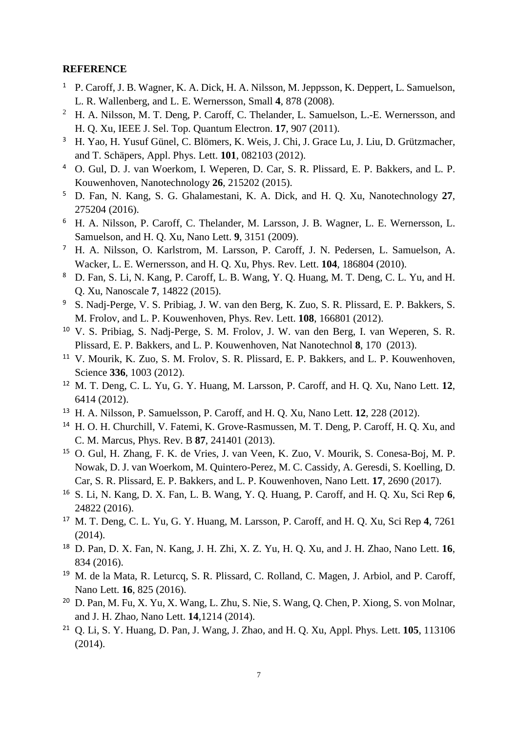**REFERENCE**

1. P. Caroff, J. B. Wagner, K. A. Dick, H. A. Nilsson, M. Jeppsson, K. Deppert, L. Samuelson, L. R. Wallenberg, and L. E. Wernersson, Small **4**, 878 (2008).
2. H. A. Nilsson, M. T. Deng, P. Caroff, C. Thelander, L. Samuelson, L.-E. Wernersson, and H. Q. Xu, IEEE J. Sel. Top. Quantum Electron. **17**, 907 (2011).
3. H. Yao, H. Yusuf Günel, C. Blömers, K. Weis, J. Chi, J. Grace Lu, J. Liu, D. Grützmacher, and T. Schäpers, Appl. Phys. Lett. **101**, 082103 (2012).
4. O. Gul, D. J. van Woerkom, I. Weperen, D. Car, S. R. Plissard, E. P. Bakkers, and L. P. Kouwenhoven, Nanotechnology **26**, 215202 (2015).
5. D. Fan, N. Kang, S. G. Ghalamestani, K. A. Dick, and H. Q. Xu, Nanotechnology **27**, 275204 (2016).
6. H. A. Nilsson, P. Caroff, C. Thelander, M. Larsson, J. B. Wagner, L. E. Wernersson, L. Samuelson, and H. Q. Xu, Nano Lett. **9**, 3151 (2009).
7. H. A. Nilsson, O. Karlstrom, M. Larsson, P. Caroff, J. N. Pedersen, L. Samuelson, A. Wacker, L. E. Wernersson, and H. Q. Xu, Phys. Rev. Lett. **104**, 186804 (2010).
8. D. Fan, S. Li, N. Kang, P. Caroff, L. B. Wang, Y. Q. Huang, M. T. Deng, C. L. Yu, and H. Q. Xu, Nanoscale **7**, 14822 (2015).
9. S. Nadj-Perge, V. S. Pribiag, J. W. van den Berg, K. Zuo, S. R. Plissard, E. P. Bakkers, S. M. Frolov, and L. P. Kouwenhoven, Phys. Rev. Lett. **108**, 166801 (2012).
10. V. S. Pribiag, S. Nadj-Perge, S. M. Frolov, J. W. van den Berg, I. van Weperen, S. R. Plissard, E. P. Bakkers, and L. P. Kouwenhoven, Nat Nanotechnol **8**, 170 (2013).
11. V. Mourik, K. Zuo, S. M. Frolov, S. R. Plissard, E. P. Bakkers, and L. P. Kouwenhoven, Science **336**, 1003 (2012).
12. M. T. Deng, C. L. Yu, G. Y. Huang, M. Larsson, P. Caroff, and H. Q. Xu, Nano Lett. **12**, 6414 (2012).
13. H. A. Nilsson, P. Samuelsson, P. Caroff, and H. Q. Xu, Nano Lett. **12**, 228 (2012).
14. H. O. H. Churchill, V. Fatemi, K. Grove-Rasmussen, M. T. Deng, P. Caroff, H. Q. Xu, and C. M. Marcus, Phys. Rev. B **87**, 241401 (2013).
15. O. Gul, H. Zhang, F. K. de Vries, J. van Veen, K. Zuo, V. Mourik, S. Conesa-Boj, M. P. Nowak, D. J. van Woerkom, M. Quintero-Perez, M. C. Cassidy, A. Geresdi, S. Koelling, D. Car, S. R. Plissard, E. P. Bakkers, and L. P. Kouwenhoven, Nano Lett. **17**, 2690 (2017).
16. S. Li, N. Kang, D. X. Fan, L. B. Wang, Y. Q. Huang, P. Caroff, and H. Q. Xu, Sci Rep **6**, 24822 (2016).
17. M. T. Deng, C. L. Yu, G. Y. Huang, M. Larsson, P. Caroff, and H. Q. Xu, Sci Rep **4**, 7261 (2014).
18. D. Pan, D. X. Fan, N. Kang, J. H. Zhi, X. Z. Yu, H. Q. Xu, and J. H. Zhao, Nano Lett. **16**, 834 (2016).
19. M. de la Mata, R. Leturcq, S. R. Plissard, C. Rolland, C. Magen, J. Arbiol, and P. Caroff, Nano Lett. **16**, 825 (2016).
20. D. Pan, M. Fu, X. Yu, X. Wang, L. Zhu, S. Nie, S. Wang, Q. Chen, P. Xiong, S. von Molnar, and J. H. Zhao, Nano Lett. **14**,1214 (2014).
21. Q. Li, S. Y. Huang, D. Pan, J. Wang, J. Zhao, and H. Q. Xu, Appl. Phys. Lett. **105**, 113106 (2014).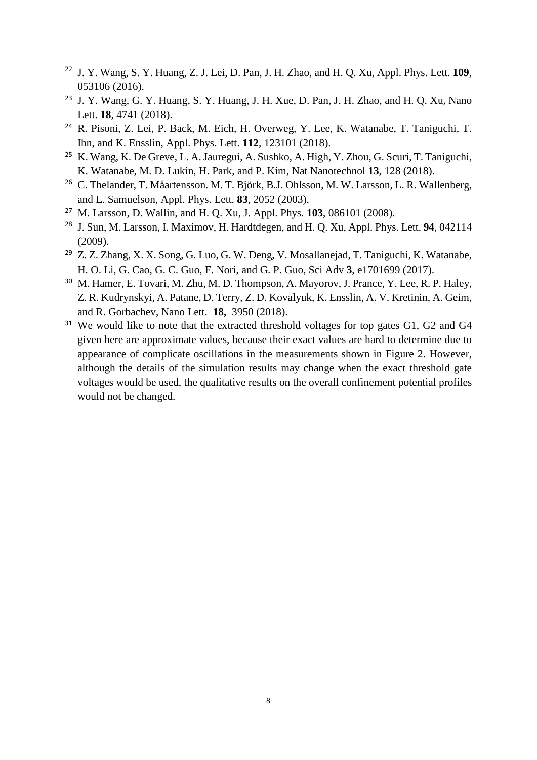[22] J. Y. Wang, S. Y. Huang, Z. J. Lei, D. Pan, J. H. Zhao, and H. Q. Xu, Appl. Phys. Lett. **109**, 053106 (2016).

[23] J. Y. Wang, G. Y. Huang, S. Y. Huang, J. H. Xue, D. Pan, J. H. Zhao, and H. Q. Xu, Nano Lett. **18**, 4741 (2018).

[24] R. Pisoni, Z. Lei, P. Back, M. Eich, H. Overweg, Y. Lee, K. Watanabe, T. Taniguchi, T. Ihn, and K. Ensslin, Appl. Phys. Lett. **112**, 123101 (2018).

[25] K. Wang, K. De Greve, L. A. Jauregui, A. Sushko, A. High, Y. Zhou, G. Scuri, T. Taniguchi, K. Watanabe, M. D. Lukin, H. Park, and P. Kim, Nat Nanotechnol **13**, 128 (2018).

[26] C. Thelander, T. Måartensson. M. T. Björk, B.J. Ohlsson, M. W. Larsson, L. R. Wallenberg, and L. Samuelson, Appl. Phys. Lett. **83**, 2052 (2003).

[27] M. Larsson, D. Wallin, and H. Q. Xu, J. Appl. Phys. **103**, 086101 (2008).

[28] J. Sun, M. Larsson, I. Maximov, H. Hardtdegen, and H. Q. Xu, Appl. Phys. Lett. **94**, 042114 (2009).

[29] Z. Z. Zhang, X. X. Song, G. Luo, G. W. Deng, V. Mosallanejad, T. Taniguchi, K. Watanabe, H. O. Li, G. Cao, G. C. Guo, F. Nori, and G. P. Guo, Sci Adv **3**, e1701699 (2017).

[30] M. Hamer, E. Tovari, M. Zhu, M. D. Thompson, A. Mayorov, J. Prance, Y. Lee, R. P. Haley, Z. R. Kudrynskyi, A. Patane, D. Terry, Z. D. Kovalyuk, K. Ensslin, A. V. Kretinin, A. Geim, and R. Gorbachev, Nano Lett. **18,** 3950 (2018).

[31] We would like to note that the extracted threshold voltages for top gates G1, G2 and G4 given here are approximate values, because their exact values are hard to determine due to appearance of complicate oscillations in the measurements shown in Figure 2. However, although the details of the simulation results may change when the exact threshold gate voltages would be used, the qualitative results on the overall confinement potential profiles would not be changed.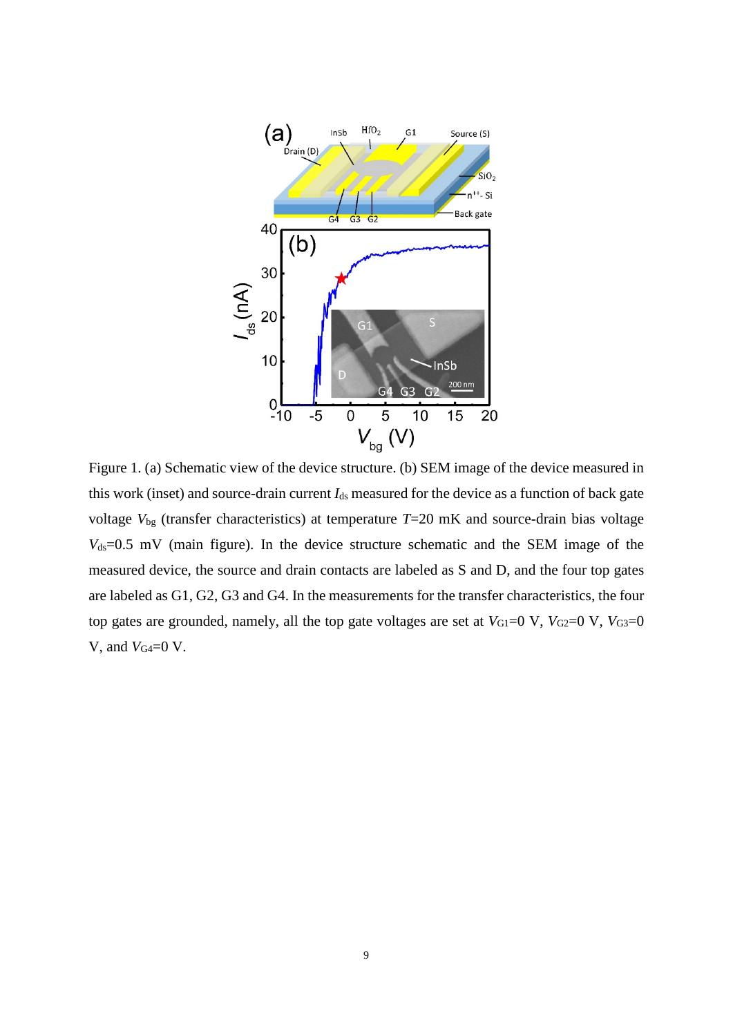Figure 1. (a) Schematic view of the device structure. (b) SEM image of the device measured in this work (inset) and source-drain current $I_{ds}$ measured for the device as a function of back gate voltage $V_{bg}$ (transfer characteristics) at temperature $T$=20 mK and source-drain bias voltage $V_{ds}$=0.5 mV (main figure). In the device structure schematic and the SEM image of the measured device, the source and drain contacts are labeled as S and D, and the four top gates are labeled as G1, G2, G3 and G4. In the measurements for the transfer characteristics, the four top gates are grounded, namely, all the top gate voltages are set at $V_{G1}$=0 V, $V_{G2}$=0 V, $V_{G3}$=0 V, and $V_{G4}$=0 V.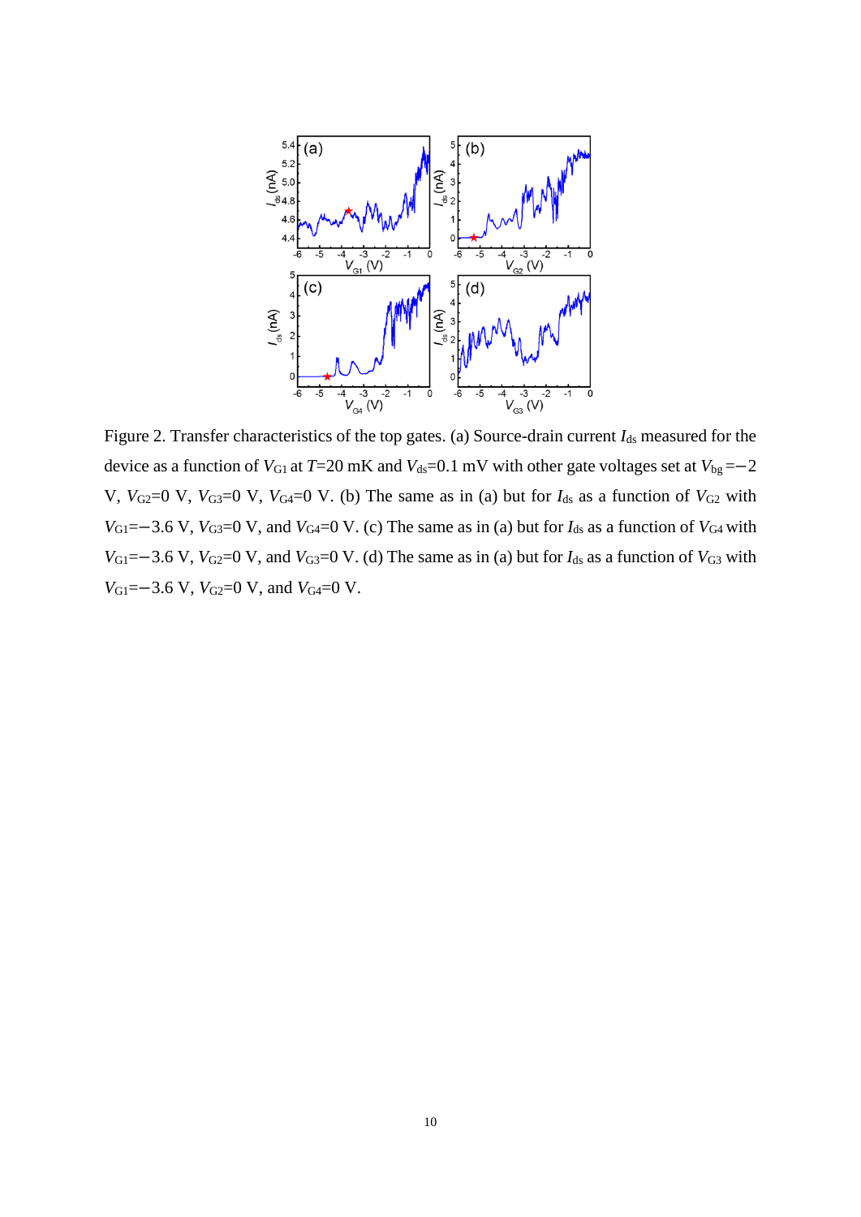Figure 2. Transfer characteristics of the top gates. (a) Source-drain current $I_{ds}$ measured for the device as a function of $V_{G1}$ at $T$=20 mK and $V_{ds}$=0.1 mV with other gate voltages set at $V_{bg}$=−2 V, $V_{G2}$=0 V, $V_{G3}$=0 V, $V_{G4}$=0 V. (b) The same as in (a) but for $I_{ds}$ as a function of $V_{G2}$ with $V_{G1}$=−3.6 V, $V_{G3}$=0 V, and $V_{G4}$=0 V. (c) The same as in (a) but for $I_{ds}$ as a function of $V_{G4}$ with $V_{G1}$=−3.6 V, $V_{G2}$=0 V, and $V_{G3}$=0 V. (d) The same as in (a) but for $I_{ds}$ as a function of $V_{G3}$ with $V_{G1}$=−3.6 V, $V_{G2}$=0 V, and $V_{G4}$=0 V.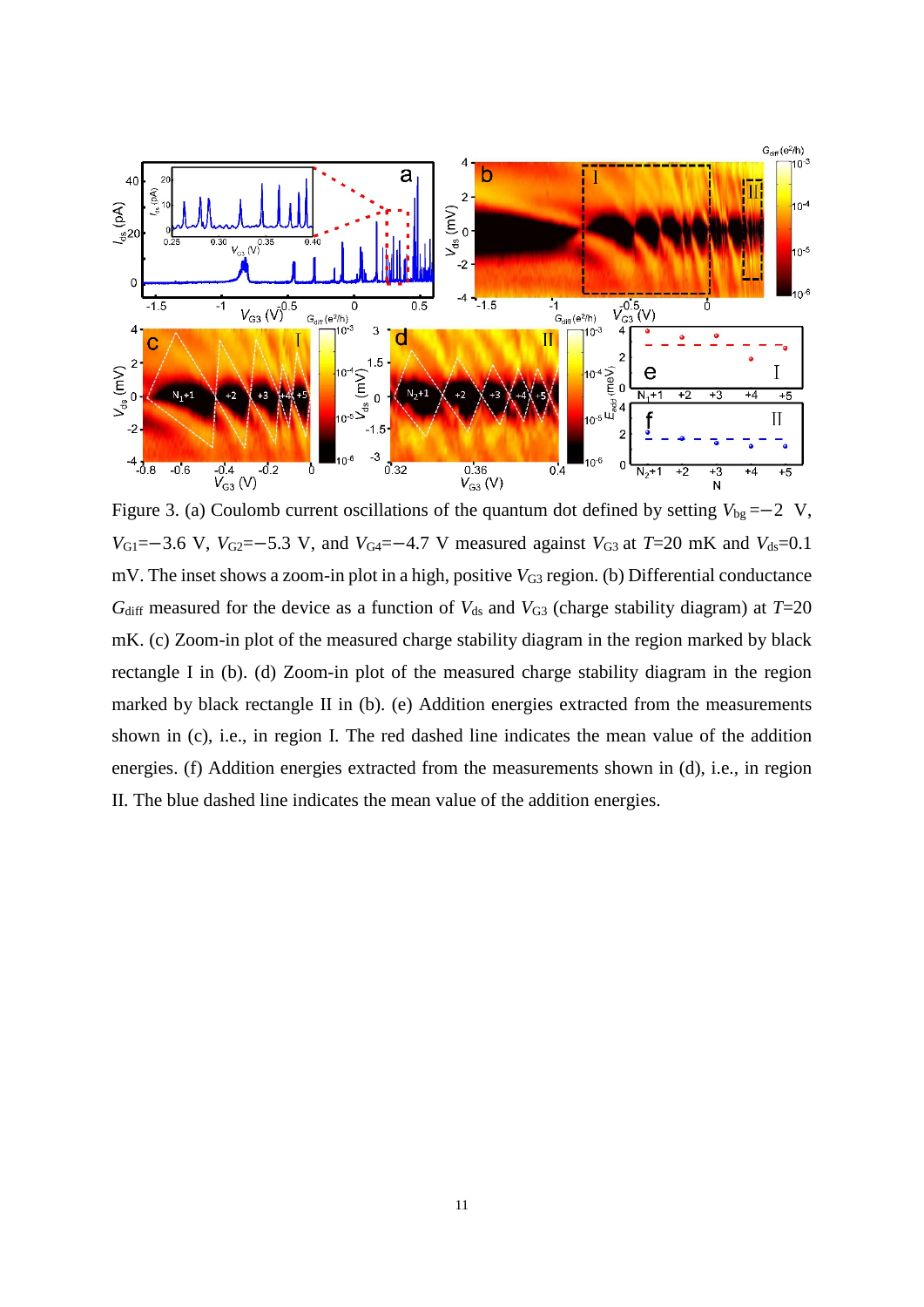Figure 3. (a) Coulomb current oscillations of the quantum dot defined by setting $V_{bg}=-2$ V, $V_{G1}=-3.6$ V, $V_{G2}=-5.3$ V, and $V_{G4}=-4.7$ V measured against $V_{G3}$ at $T$=20 mK and $V_{ds}$=0.1 mV. The inset shows a zoom-in plot in a high, positive $V_{G3}$ region. (b) Differential conductance $G_{diff}$ measured for the device as a function of $V_{ds}$ and $V_{G3}$ (charge stability diagram) at $T$=20 mK. (c) Zoom-in plot of the measured charge stability diagram in the region marked by black rectangle I in (b). (d) Zoom-in plot of the measured charge stability diagram in the region marked by black rectangle II in (b). (e) Addition energies extracted from the measurements shown in (c), i.e., in region I. The red dashed line indicates the mean value of the addition energies. (f) Addition energies extracted from the measurements shown in (d), i.e., in region II. The blue dashed line indicates the mean value of the addition energies.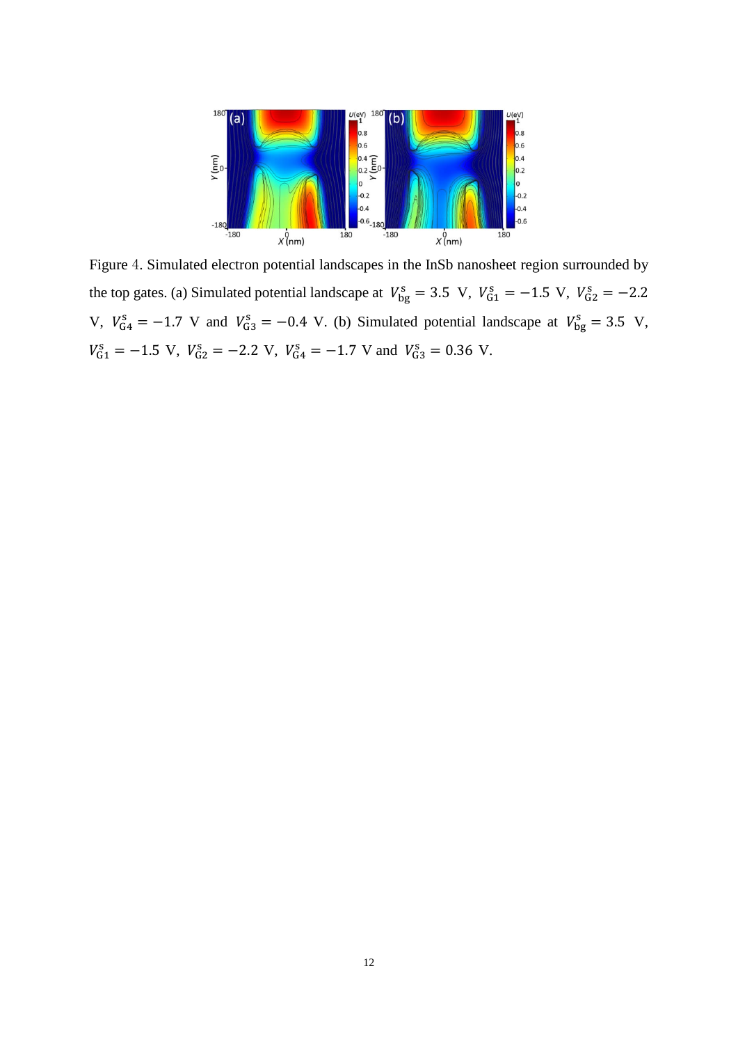180 (a)
U(eV)
1
0.8
0.6
0.4
0.2
0
-0.2
-0.4
-0.6
Y (nm)
0
-180
-180
0
X (nm)
180

180 (b)
U(eV)
1
0.8
0.6
0.4
0.2
0
-0.2
-0.4
-0.6
Y (nm)
0
-180
-180
0
X (nm)
180

Figure 4. Simulated electron potential landscapes in the InSb nanosheet region surrounded by the top gates. (a) Simulated potential landscape at $V_{\mathrm{bg}}^{\mathrm{s}} = 3.5$ V, $V_{\mathrm{G1}}^{\mathrm{s}} = -1.5$ V, $V_{\mathrm{G2}}^{\mathrm{s}} = -2.2$ V, $V_{\mathrm{G4}}^{\mathrm{s}} = -1.7$ V and $V_{\mathrm{G3}}^{\mathrm{s}} = -0.4$ V. (b) Simulated potential landscape at $V_{\mathrm{bg}}^{\mathrm{s}} = 3.5$ V, $V_{\mathrm{G1}}^{\mathrm{s}} = -1.5$ V, $V_{\mathrm{G2}}^{\mathrm{s}} = -2.2$ V, $V_{\mathrm{G4}}^{\mathrm{s}} = -1.7$ V and $V_{\mathrm{G3}}^{\mathrm{s}} = 0.36$ V.